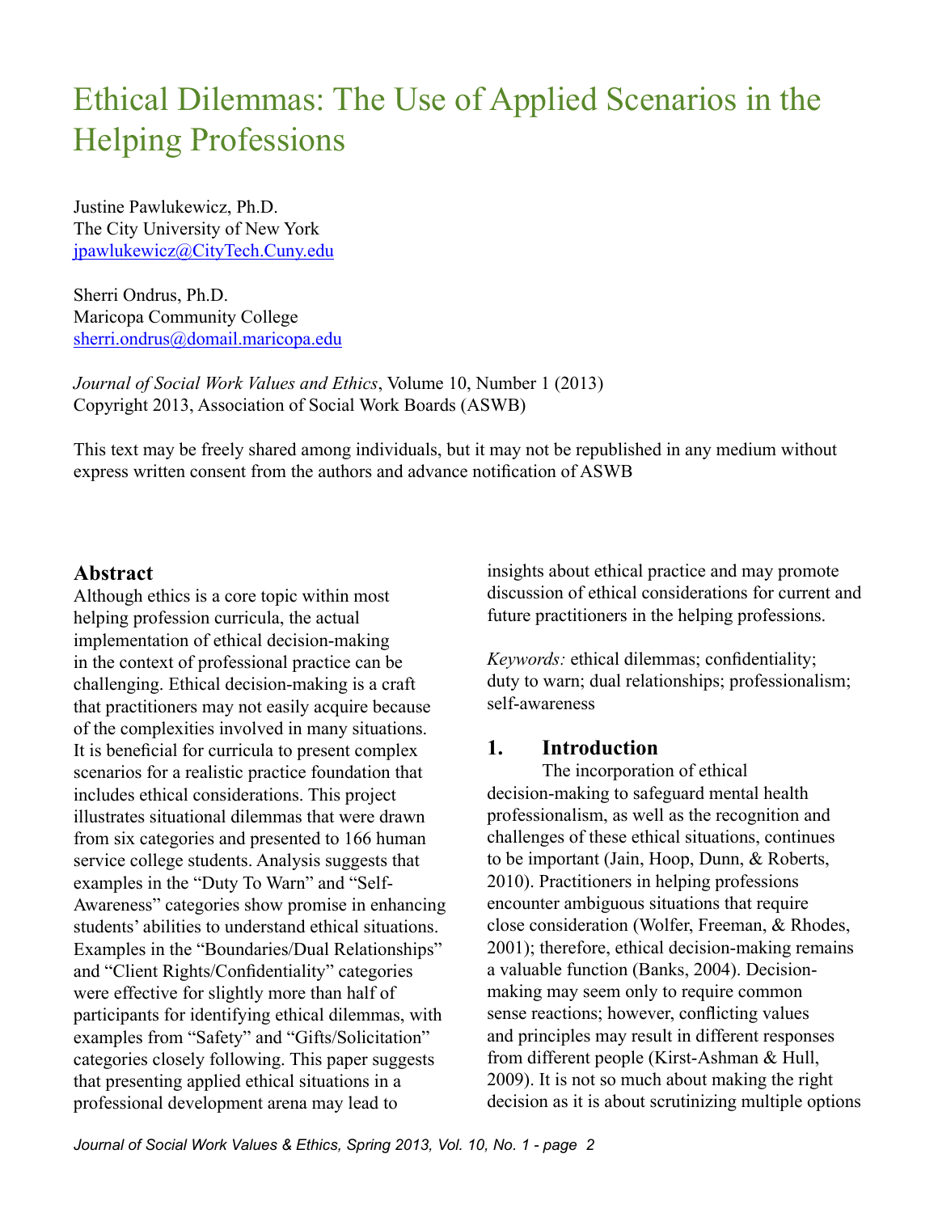# Ethical Dilemmas: The Use of Applied Scenarios in the Helping Professions

Justine Pawlukewicz, Ph.D.
The City University of New York
jpawlukewicz@CityTech.Cuny.edu

Sherri Ondrus, Ph.D.
Maricopa Community College
sherri.ondrus@domail.maricopa.edu

*Journal of Social Work Values and Ethics*, Volume 10, Number 1 (2013)
Copyright 2013, Association of Social Work Boards (ASWB)

This text may be freely shared among individuals, but it may not be republished in any medium without express written consent from the authors and advance notification of ASWB

## Abstract

Although ethics is a core topic within most helping profession curricula, the actual implementation of ethical decision-making in the context of professional practice can be challenging. Ethical decision-making is a craft that practitioners may not easily acquire because of the complexities involved in many situations. It is beneficial for curricula to present complex scenarios for a realistic practice foundation that includes ethical considerations. This project illustrates situational dilemmas that were drawn from six categories and presented to 166 human service college students. Analysis suggests that examples in the "Duty To Warn" and "Self-Awareness" categories show promise in enhancing students' abilities to understand ethical situations. Examples in the "Boundaries/Dual Relationships" and "Client Rights/Confidentiality" categories were effective for slightly more than half of participants for identifying ethical dilemmas, with examples from "Safety" and "Gifts/Solicitation" categories closely following. This paper suggests that presenting applied ethical situations in a professional development arena may lead to insights about ethical practice and may promote discussion of ethical considerations for current and future practitioners in the helping professions.

*Keywords:* ethical dilemmas; confidentiality; duty to warn; dual relationships; professionalism; self-awareness

## 1. Introduction

The incorporation of ethical decision-making to safeguard mental health professionalism, as well as the recognition and challenges of these ethical situations, continues to be important (Jain, Hoop, Dunn, & Roberts, 2010). Practitioners in helping professions encounter ambiguous situations that require close consideration (Wolfer, Freeman, & Rhodes, 2001); therefore, ethical decision-making remains a valuable function (Banks, 2004). Decision-making may seem only to require common sense reactions; however, conflicting values and principles may result in different responses from different people (Kirst-Ashman & Hull, 2009). It is not so much about making the right decision as it is about scrutinizing multiple options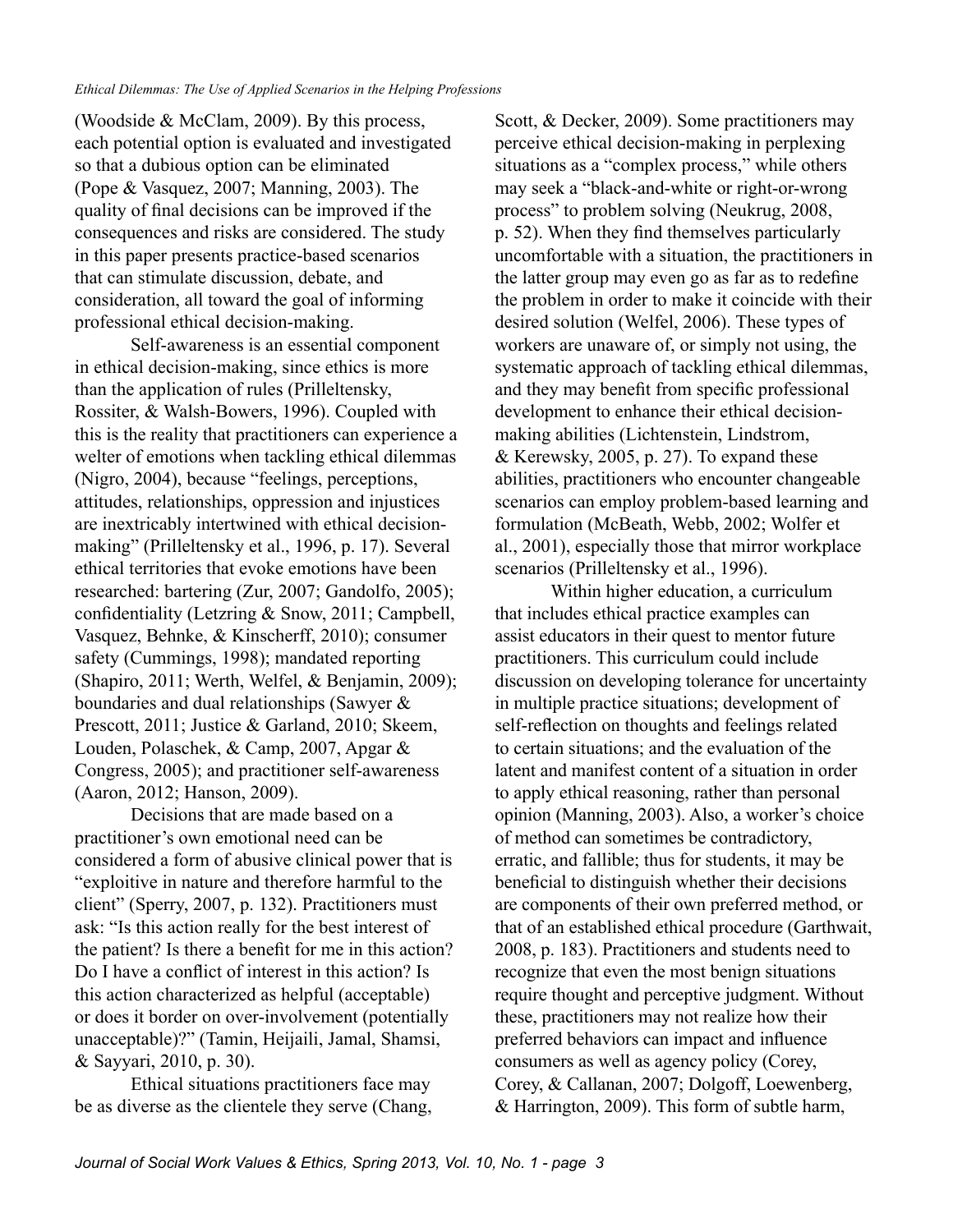(Woodside & McClam, 2009). By this process, each potential option is evaluated and investigated so that a dubious option can be eliminated (Pope & Vasquez, 2007; Manning, 2003). The quality of final decisions can be improved if the consequences and risks are considered. The study in this paper presents practice-based scenarios that can stimulate discussion, debate, and consideration, all toward the goal of informing professional ethical decision-making.

Self-awareness is an essential component in ethical decision-making, since ethics is more than the application of rules (Prilleltensky, Rossiter, & Walsh-Bowers, 1996). Coupled with this is the reality that practitioners can experience a welter of emotions when tackling ethical dilemmas (Nigro, 2004), because "feelings, perceptions, attitudes, relationships, oppression and injustices are inextricably intertwined with ethical decision-making" (Prilleltensky et al., 1996, p. 17). Several ethical territories that evoke emotions have been researched: bartering (Zur, 2007; Gandolfo, 2005); confidentiality (Letzring & Snow, 2011; Campbell, Vasquez, Behnke, & Kinscherff, 2010); consumer safety (Cummings, 1998); mandated reporting (Shapiro, 2011; Werth, Welfel, & Benjamin, 2009); boundaries and dual relationships (Sawyer & Prescott, 2011; Justice & Garland, 2010; Skeem, Louden, Polaschek, & Camp, 2007, Apgar & Congress, 2005); and practitioner self-awareness (Aaron, 2012; Hanson, 2009).

Decisions that are made based on a practitioner's own emotional need can be considered a form of abusive clinical power that is "exploitive in nature and therefore harmful to the client" (Sperry, 2007, p. 132). Practitioners must ask: "Is this action really for the best interest of the patient? Is there a benefit for me in this action? Do I have a conflict of interest in this action? Is this action characterized as helpful (acceptable) or does it border on over-involvement (potentially unacceptable)?" (Tamin, Heijaili, Jamal, Shamsi, & Sayyari, 2010, p. 30).

Ethical situations practitioners face may be as diverse as the clientele they serve (Chang, Scott, & Decker, 2009). Some practitioners may perceive ethical decision-making in perplexing situations as a "complex process," while others may seek a "black-and-white or right-or-wrong process" to problem solving (Neukrug, 2008, p. 52). When they find themselves particularly uncomfortable with a situation, the practitioners in the latter group may even go as far as to redefine the problem in order to make it coincide with their desired solution (Welfel, 2006). These types of workers are unaware of, or simply not using, the systematic approach of tackling ethical dilemmas, and they may benefit from specific professional development to enhance their ethical decision-making abilities (Lichtenstein, Lindstrom, & Kerewsky, 2005, p. 27). To expand these abilities, practitioners who encounter changeable scenarios can employ problem-based learning and formulation (McBeath, Webb, 2002; Wolfer et al., 2001), especially those that mirror workplace scenarios (Prilleltensky et al., 1996).

Within higher education, a curriculum that includes ethical practice examples can assist educators in their quest to mentor future practitioners. This curriculum could include discussion on developing tolerance for uncertainty in multiple practice situations; development of self-reflection on thoughts and feelings related to certain situations; and the evaluation of the latent and manifest content of a situation in order to apply ethical reasoning, rather than personal opinion (Manning, 2003). Also, a worker's choice of method can sometimes be contradictory, erratic, and fallible; thus for students, it may be beneficial to distinguish whether their decisions are components of their own preferred method, or that of an established ethical procedure (Garthwait, 2008, p. 183). Practitioners and students need to recognize that even the most benign situations require thought and perceptive judgment. Without these, practitioners may not realize how their preferred behaviors can impact and influence consumers as well as agency policy (Corey, Corey, & Callanan, 2007; Dolgoff, Loewenberg, & Harrington, 2009). This form of subtle harm,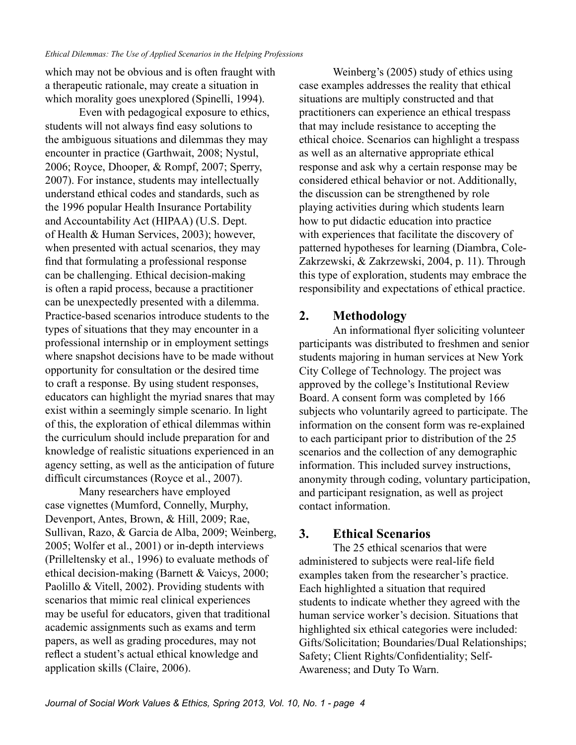which may not be obvious and is often fraught with a therapeutic rationale, may create a situation in which morality goes unexplored (Spinelli, 1994).

Even with pedagogical exposure to ethics, students will not always find easy solutions to the ambiguous situations and dilemmas they may encounter in practice (Garthwait, 2008; Nystul, 2006; Royce, Dhooper, & Rompf, 2007; Sperry, 2007). For instance, students may intellectually understand ethical codes and standards, such as the 1996 popular Health Insurance Portability and Accountability Act (HIPAA) (U.S. Dept. of Health & Human Services, 2003); however, when presented with actual scenarios, they may find that formulating a professional response can be challenging. Ethical decision-making is often a rapid process, because a practitioner can be unexpectedly presented with a dilemma. Practice-based scenarios introduce students to the types of situations that they may encounter in a professional internship or in employment settings where snapshot decisions have to be made without opportunity for consultation or the desired time to craft a response. By using student responses, educators can highlight the myriad snares that may exist within a seemingly simple scenario. In light of this, the exploration of ethical dilemmas within the curriculum should include preparation for and knowledge of realistic situations experienced in an agency setting, as well as the anticipation of future difficult circumstances (Royce et al., 2007).

Many researchers have employed case vignettes (Mumford, Connelly, Murphy, Devenport, Antes, Brown, & Hill, 2009; Rae, Sullivan, Razo, & Garcia de Alba, 2009; Weinberg, 2005; Wolfer et al., 2001) or in-depth interviews (Prilleltensky et al., 1996) to evaluate methods of ethical decision-making (Barnett & Vaicys, 2000; Paolillo & Vitell, 2002). Providing students with scenarios that mimic real clinical experiences may be useful for educators, given that traditional academic assignments such as exams and term papers, as well as grading procedures, may not reflect a student's actual ethical knowledge and application skills (Claire, 2006).

Weinberg's (2005) study of ethics using case examples addresses the reality that ethical situations are multiply constructed and that practitioners can experience an ethical trespass that may include resistance to accepting the ethical choice. Scenarios can highlight a trespass as well as an alternative appropriate ethical response and ask why a certain response may be considered ethical behavior or not. Additionally, the discussion can be strengthened by role playing activities during which students learn how to put didactic education into practice with experiences that facilitate the discovery of patterned hypotheses for learning (Diambra, Cole-Zakrzewski, & Zakrzewski, 2004, p. 11). Through this type of exploration, students may embrace the responsibility and expectations of ethical practice.

## 2. Methodology

An informational flyer soliciting volunteer participants was distributed to freshmen and senior students majoring in human services at New York City College of Technology. The project was approved by the college's Institutional Review Board. A consent form was completed by 166 subjects who voluntarily agreed to participate. The information on the consent form was re-explained to each participant prior to distribution of the 25 scenarios and the collection of any demographic information. This included survey instructions, anonymity through coding, voluntary participation, and participant resignation, as well as project contact information.

## 3. Ethical Scenarios

The 25 ethical scenarios that were administered to subjects were real-life field examples taken from the researcher's practice. Each highlighted a situation that required students to indicate whether they agreed with the human service worker's decision. Situations that highlighted six ethical categories were included: Gifts/Solicitation; Boundaries/Dual Relationships; Safety; Client Rights/Confidentiality; Self-Awareness; and Duty To Warn.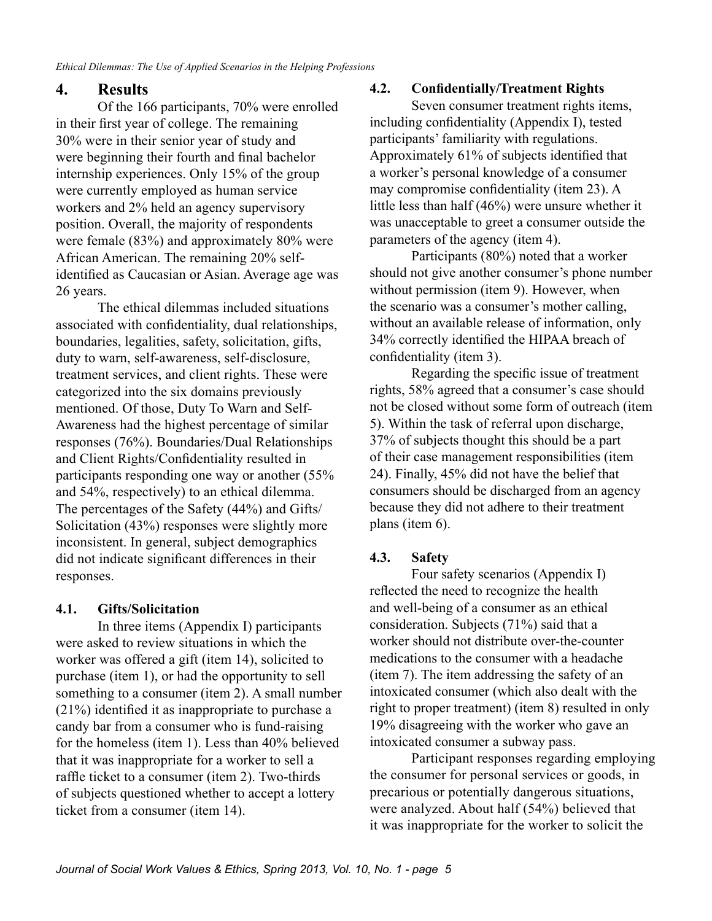## 4. Results

Of the 166 participants, 70% were enrolled in their first year of college. The remaining 30% were in their senior year of study and were beginning their fourth and final bachelor internship experiences. Only 15% of the group were currently employed as human service workers and 2% held an agency supervisory position. Overall, the majority of respondents were female (83%) and approximately 80% were African American. The remaining 20% self-identified as Caucasian or Asian. Average age was 26 years.

The ethical dilemmas included situations associated with confidentiality, dual relationships, boundaries, legalities, safety, solicitation, gifts, duty to warn, self-awareness, self-disclosure, treatment services, and client rights. These were categorized into the six domains previously mentioned. Of those, Duty To Warn and Self-Awareness had the highest percentage of similar responses (76%). Boundaries/Dual Relationships and Client Rights/Confidentiality resulted in participants responding one way or another (55% and 54%, respectively) to an ethical dilemma. The percentages of the Safety (44%) and Gifts/Solicitation (43%) responses were slightly more inconsistent. In general, subject demographics did not indicate significant differences in their responses.

### 4.1. Gifts/Solicitation

In three items (Appendix I) participants were asked to review situations in which the worker was offered a gift (item 14), solicited to purchase (item 1), or had the opportunity to sell something to a consumer (item 2). A small number (21%) identified it as inappropriate to purchase a candy bar from a consumer who is fund-raising for the homeless (item 1). Less than 40% believed that it was inappropriate for a worker to sell a raffle ticket to a consumer (item 2). Two-thirds of subjects questioned whether to accept a lottery ticket from a consumer (item 14).

### 4.2. Confidentially/Treatment Rights

Seven consumer treatment rights items, including confidentiality (Appendix I), tested participants' familiarity with regulations. Approximately 61% of subjects identified that a worker's personal knowledge of a consumer may compromise confidentiality (item 23). A little less than half (46%) were unsure whether it was unacceptable to greet a consumer outside the parameters of the agency (item 4).

Participants (80%) noted that a worker should not give another consumer's phone number without permission (item 9). However, when the scenario was a consumer's mother calling, without an available release of information, only 34% correctly identified the HIPAA breach of confidentiality (item 3).

Regarding the specific issue of treatment rights, 58% agreed that a consumer's case should not be closed without some form of outreach (item 5). Within the task of referral upon discharge, 37% of subjects thought this should be a part of their case management responsibilities (item 24). Finally, 45% did not have the belief that consumers should be discharged from an agency because they did not adhere to their treatment plans (item 6).

### 4.3. Safety

Four safety scenarios (Appendix I) reflected the need to recognize the health and well-being of a consumer as an ethical consideration. Subjects (71%) said that a worker should not distribute over-the-counter medications to the consumer with a headache (item 7). The item addressing the safety of an intoxicated consumer (which also dealt with the right to proper treatment) (item 8) resulted in only 19% disagreeing with the worker who gave an intoxicated consumer a subway pass.

Participant responses regarding employing the consumer for personal services or goods, in precarious or potentially dangerous situations, were analyzed. About half (54%) believed that it was inappropriate for the worker to solicit the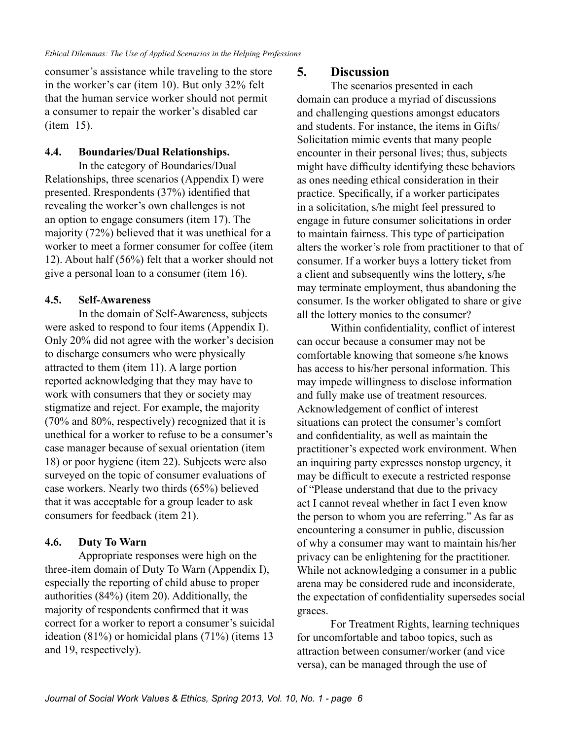consumer's assistance while traveling to the store in the worker's car (item 10). But only 32% felt that the human service worker should not permit a consumer to repair the worker's disabled car (item 15).

### 4.4. Boundaries/Dual Relationships.

In the category of Boundaries/Dual Relationships, three scenarios (Appendix I) were presented. Rrespondents (37%) identified that revealing the worker's own challenges is not an option to engage consumers (item 17). The majority (72%) believed that it was unethical for a worker to meet a former consumer for coffee (item 12). About half (56%) felt that a worker should not give a personal loan to a consumer (item 16).

### 4.5. Self-Awareness

In the domain of Self-Awareness, subjects were asked to respond to four items (Appendix I). Only 20% did not agree with the worker's decision to discharge consumers who were physically attracted to them (item 11). A large portion reported acknowledging that they may have to work with consumers that they or society may stigmatize and reject. For example, the majority (70% and 80%, respectively) recognized that it is unethical for a worker to refuse to be a consumer's case manager because of sexual orientation (item 18) or poor hygiene (item 22). Subjects were also surveyed on the topic of consumer evaluations of case workers. Nearly two thirds (65%) believed that it was acceptable for a group leader to ask consumers for feedback (item 21).

### 4.6. Duty To Warn

Appropriate responses were high on the three-item domain of Duty To Warn (Appendix I), especially the reporting of child abuse to proper authorities (84%) (item 20). Additionally, the majority of respondents confirmed that it was correct for a worker to report a consumer's suicidal ideation (81%) or homicidal plans (71%) (items 13 and 19, respectively).

## 5. Discussion

The scenarios presented in each domain can produce a myriad of discussions and challenging questions amongst educators and students. For instance, the items in Gifts/ Solicitation mimic events that many people encounter in their personal lives; thus, subjects might have difficulty identifying these behaviors as ones needing ethical consideration in their practice. Specifically, if a worker participates in a solicitation, s/he might feel pressured to engage in future consumer solicitations in order to maintain fairness. This type of participation alters the worker's role from practitioner to that of consumer. If a worker buys a lottery ticket from a client and subsequently wins the lottery, s/he may terminate employment, thus abandoning the consumer. Is the worker obligated to share or give all the lottery monies to the consumer?

Within confidentiality, conflict of interest can occur because a consumer may not be comfortable knowing that someone s/he knows has access to his/her personal information. This may impede willingness to disclose information and fully make use of treatment resources. Acknowledgement of conflict of interest situations can protect the consumer's comfort and confidentiality, as well as maintain the practitioner's expected work environment. When an inquiring party expresses nonstop urgency, it may be difficult to execute a restricted response of "Please understand that due to the privacy act I cannot reveal whether in fact I even know the person to whom you are referring." As far as encountering a consumer in public, discussion of why a consumer may want to maintain his/her privacy can be enlightening for the practitioner. While not acknowledging a consumer in a public arena may be considered rude and inconsiderate, the expectation of confidentiality supersedes social graces.

For Treatment Rights, learning techniques for uncomfortable and taboo topics, such as attraction between consumer/worker (and vice versa), can be managed through the use of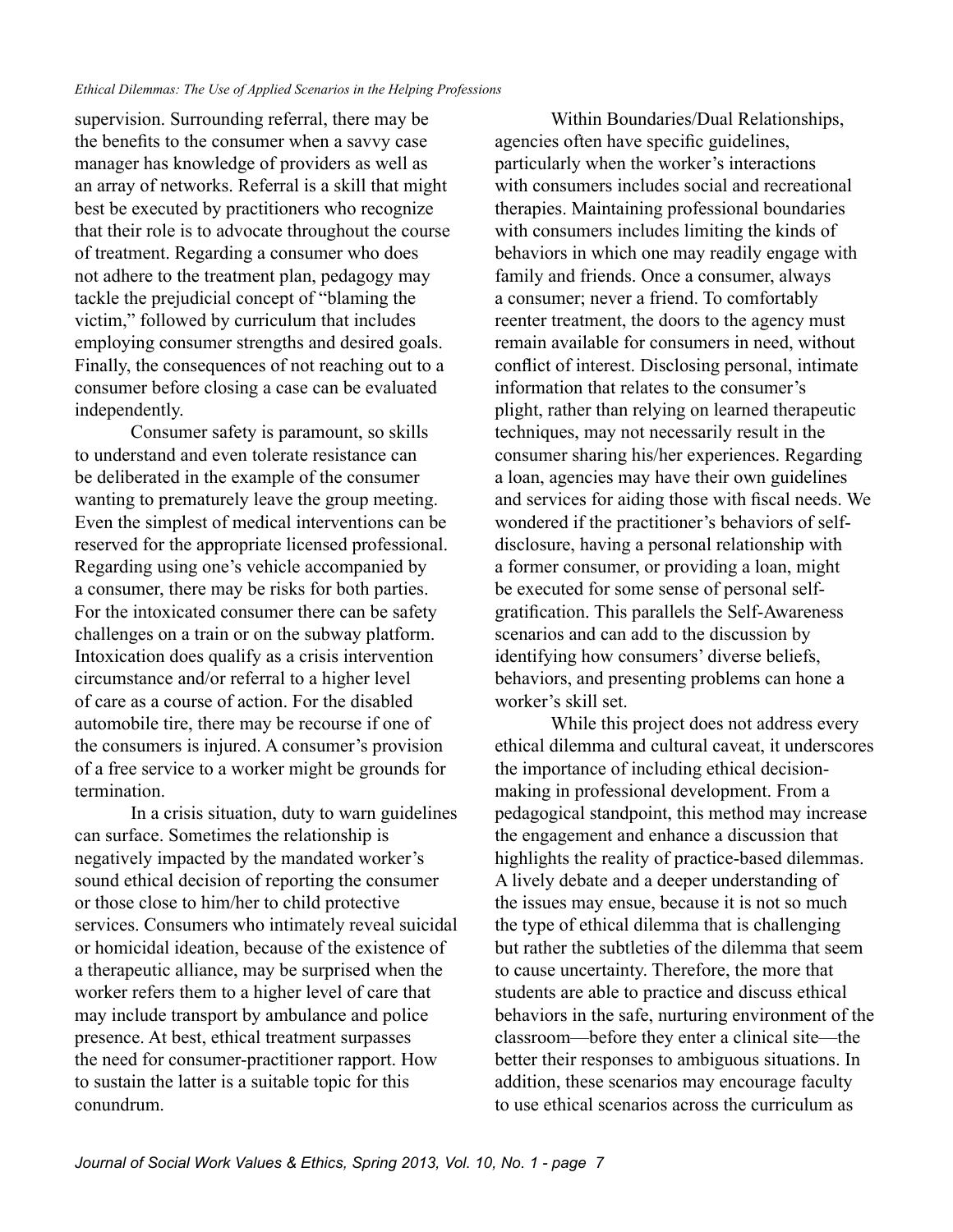supervision. Surrounding referral, there may be the benefits to the consumer when a savvy case manager has knowledge of providers as well as an array of networks. Referral is a skill that might best be executed by practitioners who recognize that their role is to advocate throughout the course of treatment. Regarding a consumer who does not adhere to the treatment plan, pedagogy may tackle the prejudicial concept of "blaming the victim," followed by curriculum that includes employing consumer strengths and desired goals. Finally, the consequences of not reaching out to a consumer before closing a case can be evaluated independently.

Consumer safety is paramount, so skills to understand and even tolerate resistance can be deliberated in the example of the consumer wanting to prematurely leave the group meeting. Even the simplest of medical interventions can be reserved for the appropriate licensed professional. Regarding using one's vehicle accompanied by a consumer, there may be risks for both parties. For the intoxicated consumer there can be safety challenges on a train or on the subway platform. Intoxication does qualify as a crisis intervention circumstance and/or referral to a higher level of care as a course of action. For the disabled automobile tire, there may be recourse if one of the consumers is injured. A consumer's provision of a free service to a worker might be grounds for termination.

In a crisis situation, duty to warn guidelines can surface. Sometimes the relationship is negatively impacted by the mandated worker's sound ethical decision of reporting the consumer or those close to him/her to child protective services. Consumers who intimately reveal suicidal or homicidal ideation, because of the existence of a therapeutic alliance, may be surprised when the worker refers them to a higher level of care that may include transport by ambulance and police presence. At best, ethical treatment surpasses the need for consumer-practitioner rapport. How to sustain the latter is a suitable topic for this conundrum.

Within Boundaries/Dual Relationships, agencies often have specific guidelines, particularly when the worker's interactions with consumers includes social and recreational therapies. Maintaining professional boundaries with consumers includes limiting the kinds of behaviors in which one may readily engage with family and friends. Once a consumer, always a consumer; never a friend. To comfortably reenter treatment, the doors to the agency must remain available for consumers in need, without conflict of interest. Disclosing personal, intimate information that relates to the consumer's plight, rather than relying on learned therapeutic techniques, may not necessarily result in the consumer sharing his/her experiences. Regarding a loan, agencies may have their own guidelines and services for aiding those with fiscal needs. We wondered if the practitioner's behaviors of self-disclosure, having a personal relationship with a former consumer, or providing a loan, might be executed for some sense of personal self-gratification. This parallels the Self-Awareness scenarios and can add to the discussion by identifying how consumers' diverse beliefs, behaviors, and presenting problems can hone a worker's skill set.

While this project does not address every ethical dilemma and cultural caveat, it underscores the importance of including ethical decision-making in professional development. From a pedagogical standpoint, this method may increase the engagement and enhance a discussion that highlights the reality of practice-based dilemmas. A lively debate and a deeper understanding of the issues may ensue, because it is not so much the type of ethical dilemma that is challenging but rather the subtleties of the dilemma that seem to cause uncertainty. Therefore, the more that students are able to practice and discuss ethical behaviors in the safe, nurturing environment of the classroom—before they enter a clinical site—the better their responses to ambiguous situations. In addition, these scenarios may encourage faculty to use ethical scenarios across the curriculum as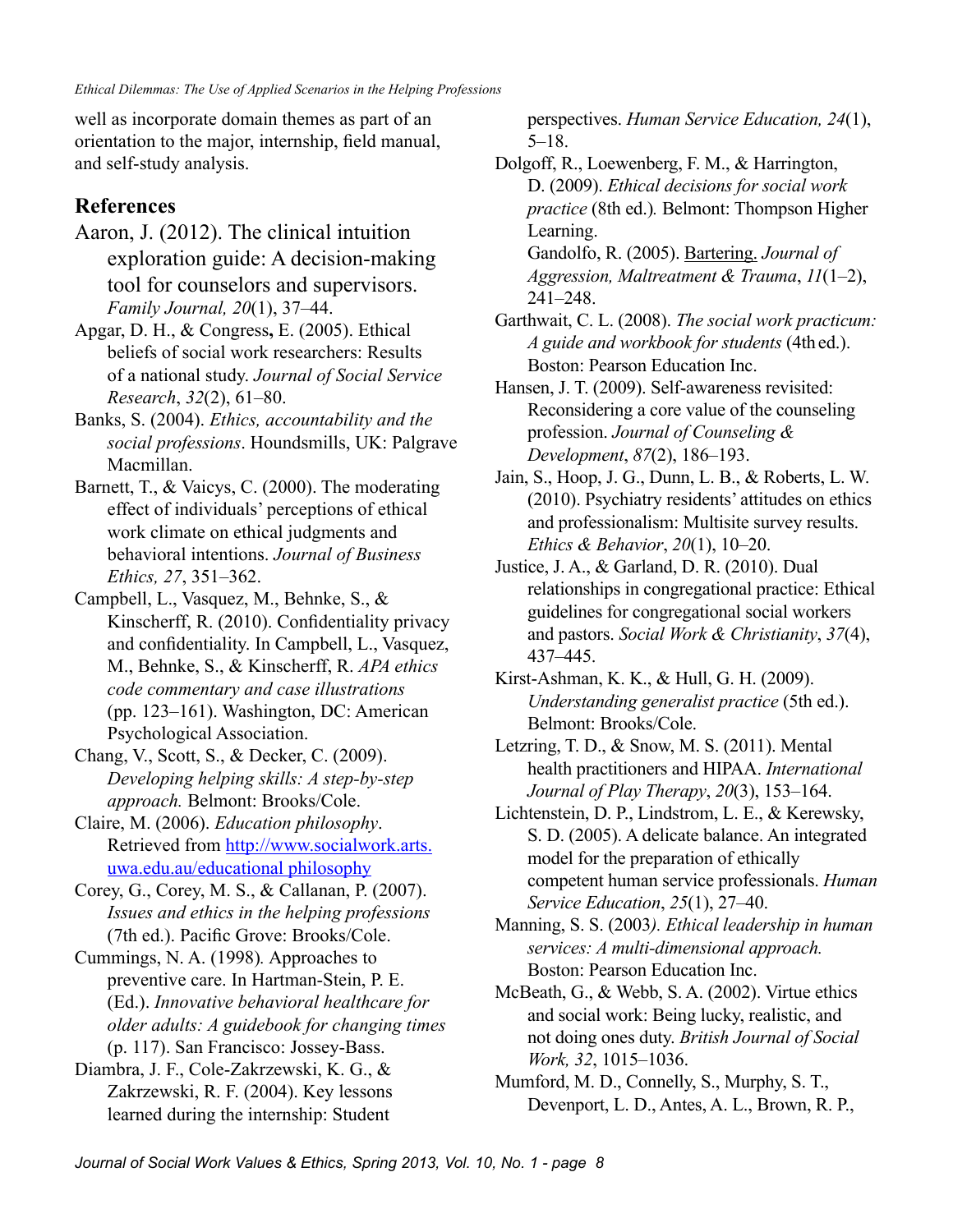well as incorporate domain themes as part of an orientation to the major, internship, field manual, and self-study analysis.

## References

Aaron, J. (2012). The clinical intuition exploration guide: A decision-making tool for counselors and supervisors. *Family Journal, 20*(1), 37–44.

Apgar, D. H., & Congress**,** E. (2005). Ethical beliefs of social work researchers: Results of a national study. *Journal of Social Service Research*, *32*(2), 61–80.

Banks, S. (2004). *Ethics, accountability and the social professions*. Houndsmills, UK: Palgrave Macmillan.

Barnett, T., & Vaicys, C. (2000). The moderating effect of individuals' perceptions of ethical work climate on ethical judgments and behavioral intentions. *Journal of Business Ethics, 27*, 351–362.

Campbell, L., Vasquez, M., Behnke, S., & Kinscherff, R. (2010). Confidentiality privacy and confidentiality. In Campbell, L., Vasquez, M., Behnke, S., & Kinscherff, R. *APA ethics code commentary and case illustrations* (pp. 123–161). Washington, DC: American Psychological Association.

Chang, V., Scott, S., & Decker, C. (2009). *Developing helping skills: A step-by-step approach.* Belmont: Brooks/Cole.

Claire, M. (2006). *Education philosophy*. Retrieved from http://www.socialwork.arts.uwa.edu.au/educational philosophy

Corey, G., Corey, M. S., & Callanan, P. (2007). *Issues and ethics in the helping professions* (7th ed.). Pacific Grove: Brooks/Cole.

Cummings, N. A. (1998)*.* Approaches to preventive care. In Hartman-Stein, P. E. (Ed.). *Innovative behavioral healthcare for older adults: A guidebook for changing times* (p. 117). San Francisco: Jossey-Bass.

Diambra, J. F., Cole-Zakrzewski, K. G., & Zakrzewski, R. F. (2004). Key lessons learned during the internship: Student perspectives. *Human Service Education, 24*(1), 5–18.

Dolgoff, R., Loewenberg, F. M., & Harrington, D. (2009). *Ethical decisions for social work practice* (8th ed.)*.* Belmont: Thompson Higher Learning.

Gandolfo, R. (2005). Bartering. *Journal of Aggression, Maltreatment & Trauma*, *11*(1–2), 241–248.

Garthwait, C. L. (2008). *The social work practicum: A guide and workbook for students* (4th ed.). Boston: Pearson Education Inc.

Hansen, J. T. (2009). Self-awareness revisited: Reconsidering a core value of the counseling profession. *Journal of Counseling & Development*, *87*(2), 186–193.

Jain, S., Hoop, J. G., Dunn, L. B., & Roberts, L. W. (2010). Psychiatry residents' attitudes on ethics and professionalism: Multisite survey results. *Ethics & Behavior*, *20*(1), 10–20.

Justice, J. A., & Garland, D. R. (2010). Dual relationships in congregational practice: Ethical guidelines for congregational social workers and pastors. *Social Work & Christianity*, *37*(4), 437–445.

Kirst-Ashman, K. K., & Hull, G. H. (2009). *Understanding generalist practice* (5th ed.). Belmont: Brooks/Cole.

Letzring, T. D., & Snow, M. S. (2011). Mental health practitioners and HIPAA. *International Journal of Play Therapy*, *20*(3), 153–164.

Lichtenstein, D. P., Lindstrom, L. E., & Kerewsky, S. D. (2005). A delicate balance. An integrated model for the preparation of ethically competent human service professionals. *Human Service Education*, *25*(1), 27–40.

Manning, S. S. (2003*). Ethical leadership in human services: A multi-dimensional approach.* Boston: Pearson Education Inc.

McBeath, G., & Webb, S. A. (2002). Virtue ethics and social work: Being lucky, realistic, and not doing ones duty. *British Journal of Social Work, 32*, 1015–1036.

Mumford, M. D., Connelly, S., Murphy, S. T., Devenport, L. D., Antes, A. L., Brown, R. P.,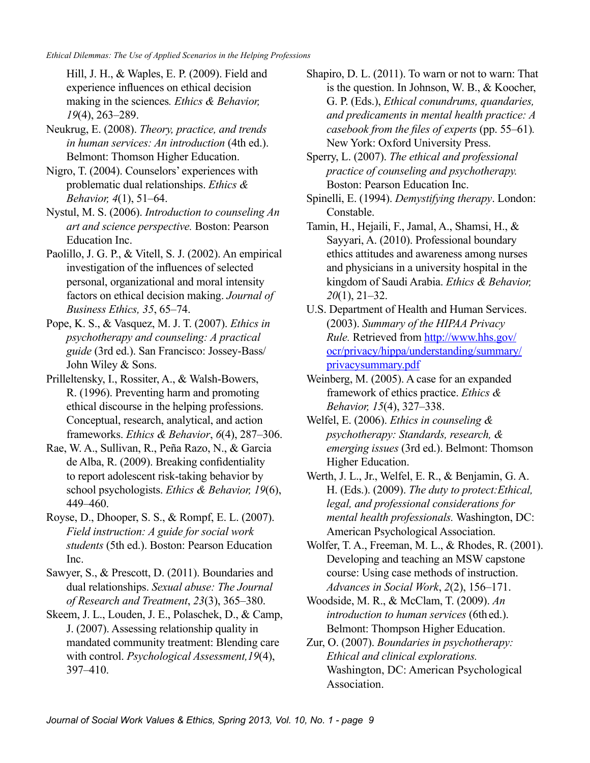Hill, J. H., & Waples, E. P. (2009). Field and experience influences on ethical decision making in the sciences*. Ethics & Behavior, 19*(4), 263–289.

Neukrug, E. (2008). *Theory, practice, and trends in human services: An introduction* (4th ed.). Belmont: Thomson Higher Education.

Nigro, T. (2004). Counselors' experiences with problematic dual relationships. *Ethics & Behavior, 4*(1), 51–64.

Nystul, M. S. (2006). *Introduction to counseling An art and science perspective.* Boston: Pearson Education Inc.

Paolillo, J. G. P., & Vitell, S. J. (2002). An empirical investigation of the influences of selected personal, organizational and moral intensity factors on ethical decision making. *Journal of Business Ethics, 35*, 65–74.

Pope, K. S., & Vasquez, M. J. T. (2007). *Ethics in psychotherapy and counseling: A practical guide* (3rd ed.). San Francisco: Jossey-Bass/ John Wiley & Sons.

Prilleltensky, I., Rossiter, A., & Walsh-Bowers, R. (1996). Preventing harm and promoting ethical discourse in the helping professions. Conceptual, research, analytical, and action frameworks. *Ethics & Behavior*, *6*(4), 287–306.

Rae, W. A., Sullivan, R., Peña Razo, N., & Garcia de Alba, R. (2009). Breaking confidentiality to report adolescent risk-taking behavior by school psychologists. *Ethics & Behavior, 19*(6), 449–460.

Royse, D., Dhooper, S. S., & Rompf, E. L. (2007). *Field instruction: A guide for social work students* (5th ed.). Boston: Pearson Education Inc.

Sawyer, S., & Prescott, D. (2011). Boundaries and dual relationships. *Sexual abuse: The Journal of Research and Treatment*, *23*(3), 365–380.

Skeem, J. L., Louden, J. E., Polaschek, D., & Camp, J. (2007). Assessing relationship quality in mandated community treatment: Blending care with control. *Psychological Assessment,19*(4), 397–410.

Shapiro, D. L. (2011). To warn or not to warn: That is the question. In Johnson, W. B., & Koocher, G. P. (Eds.), *Ethical conundrums, quandaries, and predicaments in mental health practice: A casebook from the files of experts* (pp. 55–61). New York: Oxford University Press.

Sperry, L. (2007). *The ethical and professional practice of counseling and psychotherapy.* Boston: Pearson Education Inc.

Spinelli, E. (1994). *Demystifying therapy*. London: Constable.

Tamin, H., Hejaili, F., Jamal, A., Shamsi, H., & Sayyari, A. (2010). Professional boundary ethics attitudes and awareness among nurses and physicians in a university hospital in the kingdom of Saudi Arabia. *Ethics & Behavior, 20*(1), 21–32.

U.S. Department of Health and Human Services. (2003). *Summary of the HIPAA Privacy Rule.* Retrieved from http://www.hhs.gov/ocr/privacy/hippa/understanding/summary/privacysummary.pdf

Weinberg, M. (2005). A case for an expanded framework of ethics practice. *Ethics & Behavior, 15*(4), 327–338.

Welfel, E. (2006). *Ethics in counseling & psychotherapy: Standards, research, & emerging issues* (3rd ed.). Belmont: Thomson Higher Education.

Werth, J. L., Jr., Welfel, E. R., & Benjamin, G. A. H. (Eds.). (2009). *The duty to protect:Ethical, legal, and professional considerations for mental health professionals.* Washington, DC: American Psychological Association.

Wolfer, T. A., Freeman, M. L., & Rhodes, R. (2001). Developing and teaching an MSW capstone course: Using case methods of instruction. *Advances in Social Work*, *2*(2), 156–171.

Woodside, M. R., & McClam, T. (2009). *An introduction to human services* (6th ed.). Belmont: Thompson Higher Education.

Zur, O. (2007). *Boundaries in psychotherapy: Ethical and clinical explorations.* Washington, DC: American Psychological Association.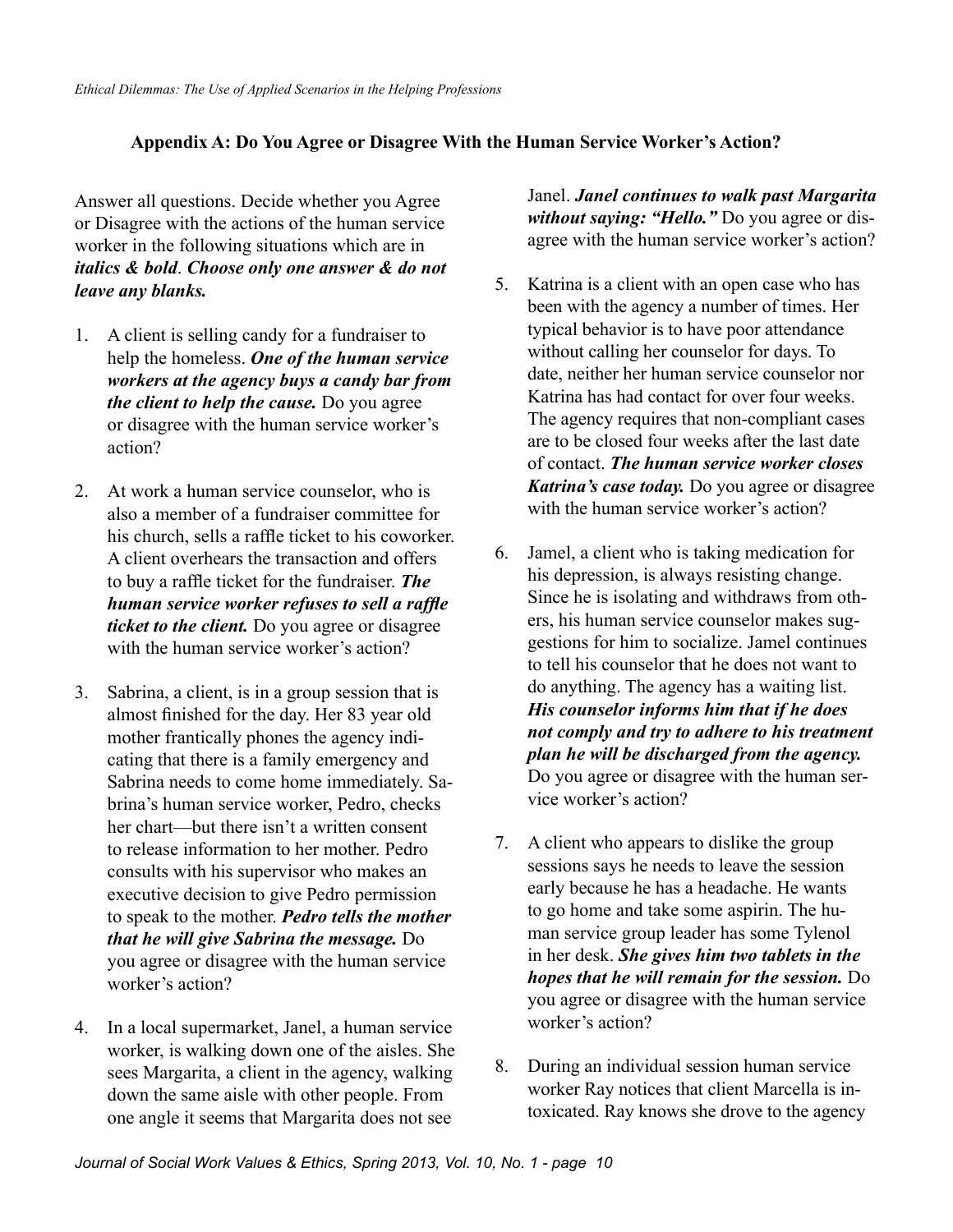## Appendix A: Do You Agree or Disagree With the Human Service Worker's Action?

Answer all questions. Decide whether you Agree or Disagree with the actions of the human service worker in the following situations which are in ***italics & bold***. ***Choose only one answer & do not leave any blanks.***

1. A client is selling candy for a fundraiser to help the homeless. ***One of the human service workers at the agency buys a candy bar from the client to help the cause.*** Do you agree or disagree with the human service worker's action?

2. At work a human service counselor, who is also a member of a fundraiser committee for his church, sells a raffle ticket to his coworker. A client overhears the transaction and offers to buy a raffle ticket for the fundraiser. ***The human service worker refuses to sell a raffle ticket to the client.*** Do you agree or disagree with the human service worker's action?

3. Sabrina, a client, is in a group session that is almost finished for the day. Her 83 year old mother frantically phones the agency indicating that there is a family emergency and Sabrina needs to come home immediately. Sabrina's human service worker, Pedro, checks her chart—but there isn't a written consent to release information to her mother. Pedro consults with his supervisor who makes an executive decision to give Pedro permission to speak to the mother. ***Pedro tells the mother that he will give Sabrina the message.*** Do you agree or disagree with the human service worker's action?

4. In a local supermarket, Janel, a human service worker, is walking down one of the aisles. She sees Margarita, a client in the agency, walking down the same aisle with other people. From one angle it seems that Margarita does not see Janel. ***Janel continues to walk past Margarita without saying: "Hello."*** Do you agree or disagree with the human service worker's action?

5. Katrina is a client with an open case who has been with the agency a number of times. Her typical behavior is to have poor attendance without calling her counselor for days. To date, neither her human service counselor nor Katrina has had contact for over four weeks. The agency requires that non-compliant cases are to be closed four weeks after the last date of contact. ***The human service worker closes Katrina's case today.*** Do you agree or disagree with the human service worker's action?

6. Jamel, a client who is taking medication for his depression, is always resisting change. Since he is isolating and withdraws from others, his human service counselor makes suggestions for him to socialize. Jamel continues to tell his counselor that he does not want to do anything. The agency has a waiting list. ***His counselor informs him that if he does not comply and try to adhere to his treatment plan he will be discharged from the agency.*** Do you agree or disagree with the human service worker's action?

7. A client who appears to dislike the group sessions says he needs to leave the session early because he has a headache. He wants to go home and take some aspirin. The human service group leader has some Tylenol in her desk. ***She gives him two tablets in the hopes that he will remain for the session.*** Do you agree or disagree with the human service worker's action?

8. During an individual session human service worker Ray notices that client Marcella is intoxicated. Ray knows she drove to the agency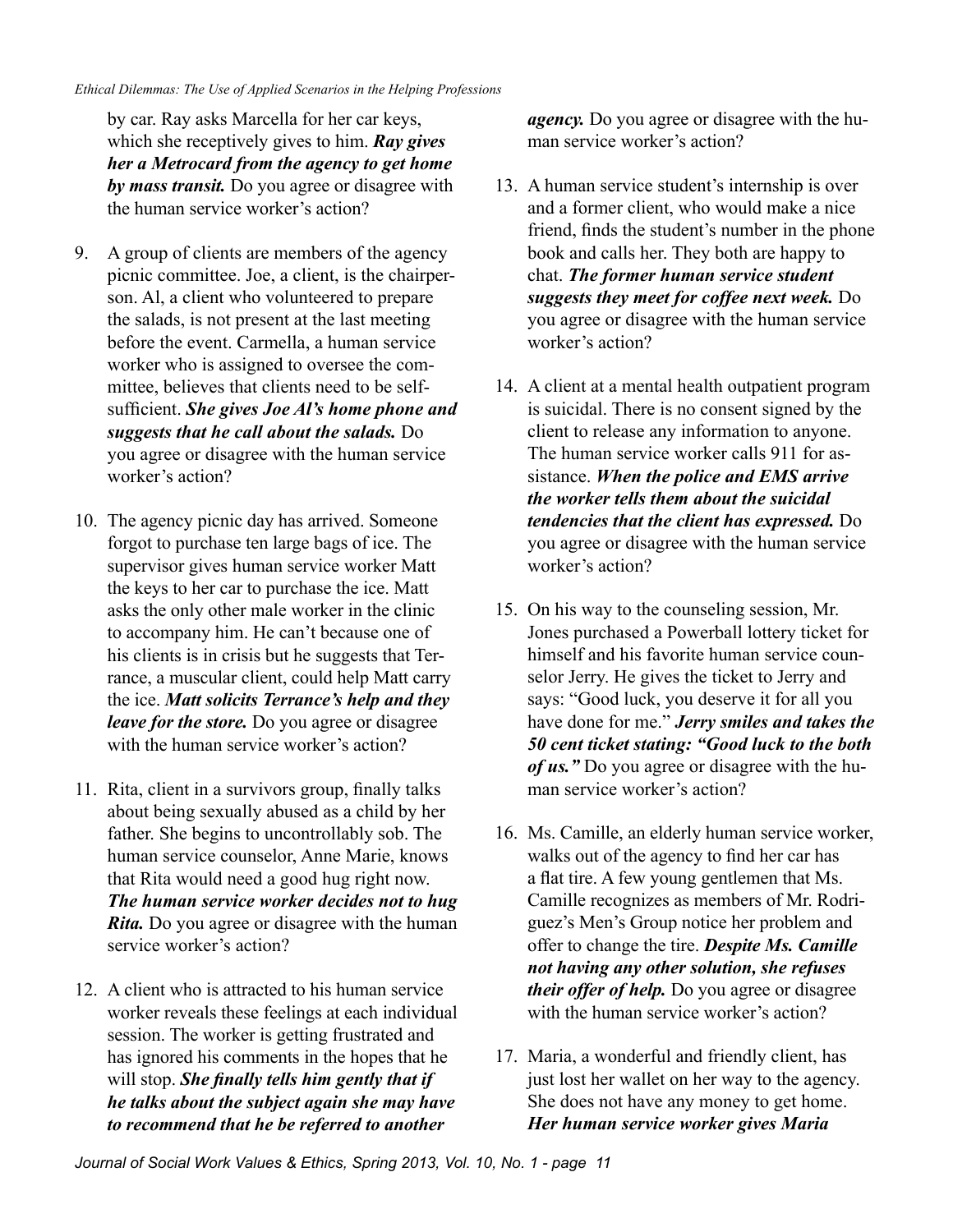by car. Ray asks Marcella for her car keys, which she receptively gives to him. ***Ray gives her a Metrocard from the agency to get home by mass transit.*** Do you agree or disagree with the human service worker's action?

9. A group of clients are members of the agency picnic committee. Joe, a client, is the chairperson. Al, a client who volunteered to prepare the salads, is not present at the last meeting before the event. Carmella, a human service worker who is assigned to oversee the committee, believes that clients need to be self-sufficient. ***She gives Joe Al's home phone and suggests that he call about the salads.*** Do you agree or disagree with the human service worker's action?

10. The agency picnic day has arrived. Someone forgot to purchase ten large bags of ice. The supervisor gives human service worker Matt the keys to her car to purchase the ice. Matt asks the only other male worker in the clinic to accompany him. He can't because one of his clients is in crisis but he suggests that Terrance, a muscular client, could help Matt carry the ice. ***Matt solicits Terrance's help and they leave for the store.*** Do you agree or disagree with the human service worker's action?

11. Rita, client in a survivors group, finally talks about being sexually abused as a child by her father. She begins to uncontrollably sob. The human service counselor, Anne Marie, knows that Rita would need a good hug right now. ***The human service worker decides not to hug Rita.*** Do you agree or disagree with the human service worker's action?

12. A client who is attracted to his human service worker reveals these feelings at each individual session. The worker is getting frustrated and has ignored his comments in the hopes that he will stop. ***She finally tells him gently that if he talks about the subject again she may have to recommend that he be referred to another agency.*** Do you agree or disagree with the human service worker's action?

13. A human service student's internship is over and a former client, who would make a nice friend, finds the student's number in the phone book and calls her. They both are happy to chat. ***The former human service student suggests they meet for coffee next week.*** Do you agree or disagree with the human service worker's action?

14. A client at a mental health outpatient program is suicidal. There is no consent signed by the client to release any information to anyone. The human service worker calls 911 for assistance. ***When the police and EMS arrive the worker tells them about the suicidal tendencies that the client has expressed.*** Do you agree or disagree with the human service worker's action?

15. On his way to the counseling session, Mr. Jones purchased a Powerball lottery ticket for himself and his favorite human service counselor Jerry. He gives the ticket to Jerry and says: "Good luck, you deserve it for all you have done for me." ***Jerry smiles and takes the 50 cent ticket stating: "Good luck to the both of us."*** Do you agree or disagree with the human service worker's action?

16. Ms. Camille, an elderly human service worker, walks out of the agency to find her car has a flat tire. A few young gentlemen that Ms. Camille recognizes as members of Mr. Rodriguez's Men's Group notice her problem and offer to change the tire. ***Despite Ms. Camille not having any other solution, she refuses their offer of help.*** Do you agree or disagree with the human service worker's action?

17. Maria, a wonderful and friendly client, has just lost her wallet on her way to the agency. She does not have any money to get home. ***Her human service worker gives Maria***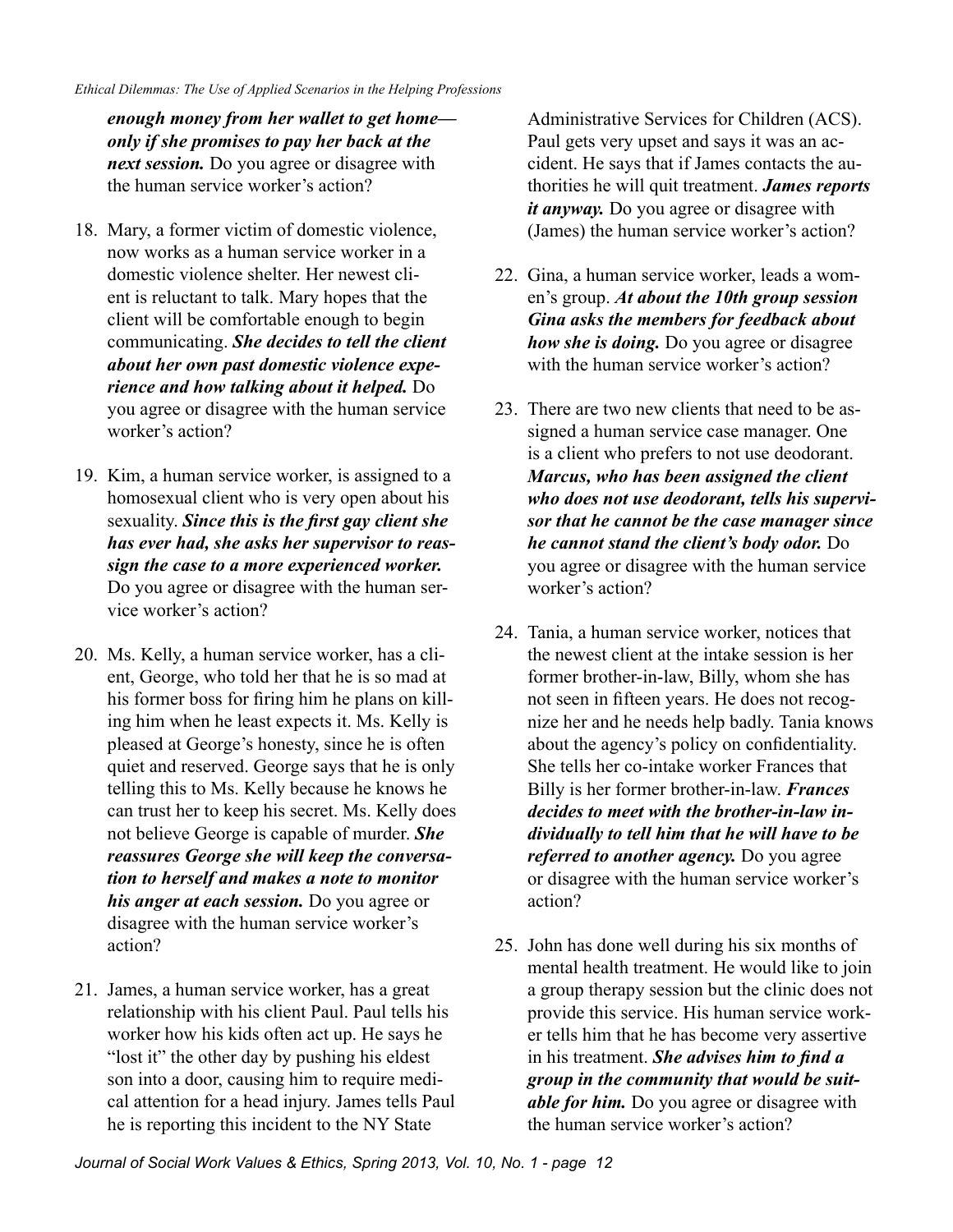***enough money from her wallet to get home—only if she promises to pay her back at the next session.*** Do you agree or disagree with the human service worker's action?

18. Mary, a former victim of domestic violence, now works as a human service worker in a domestic violence shelter. Her newest client is reluctant to talk. Mary hopes that the client will be comfortable enough to begin communicating. ***She decides to tell the client about her own past domestic violence experience and how talking about it helped.*** Do you agree or disagree with the human service worker's action?

19. Kim, a human service worker, is assigned to a homosexual client who is very open about his sexuality. ***Since this is the first gay client she has ever had, she asks her supervisor to reassign the case to a more experienced worker.*** Do you agree or disagree with the human service worker's action?

20. Ms. Kelly, a human service worker, has a client, George, who told her that he is so mad at his former boss for firing him he plans on killing him when he least expects it. Ms. Kelly is pleased at George's honesty, since he is often quiet and reserved. George says that he is only telling this to Ms. Kelly because he knows he can trust her to keep his secret. Ms. Kelly does not believe George is capable of murder. ***She reassures George she will keep the conversation to herself and makes a note to monitor his anger at each session.*** Do you agree or disagree with the human service worker's action?

21. James, a human service worker, has a great relationship with his client Paul. Paul tells his worker how his kids often act up. He says he "lost it" the other day by pushing his eldest son into a door, causing him to require medical attention for a head injury. James tells Paul he is reporting this incident to the NY State Administrative Services for Children (ACS). Paul gets very upset and says it was an accident. He says that if James contacts the authorities he will quit treatment. ***James reports it anyway.*** Do you agree or disagree with (James) the human service worker's action?

22. Gina, a human service worker, leads a women's group. ***At about the 10th group session Gina asks the members for feedback about how she is doing.*** Do you agree or disagree with the human service worker's action?

23. There are two new clients that need to be assigned a human service case manager. One is a client who prefers to not use deodorant. ***Marcus, who has been assigned the client who does not use deodorant, tells his supervisor that he cannot be the case manager since he cannot stand the client's body odor.*** Do you agree or disagree with the human service worker's action?

24. Tania, a human service worker, notices that the newest client at the intake session is her former brother-in-law, Billy, whom she has not seen in fifteen years. He does not recognize her and he needs help badly. Tania knows about the agency's policy on confidentiality. She tells her co-intake worker Frances that Billy is her former brother-in-law. ***Frances decides to meet with the brother-in-law individually to tell him that he will have to be referred to another agency.*** Do you agree or disagree with the human service worker's action?

25. John has done well during his six months of mental health treatment. He would like to join a group therapy session but the clinic does not provide this service. His human service worker tells him that he has become very assertive in his treatment. ***She advises him to find a group in the community that would be suitable for him.*** Do you agree or disagree with the human service worker's action?